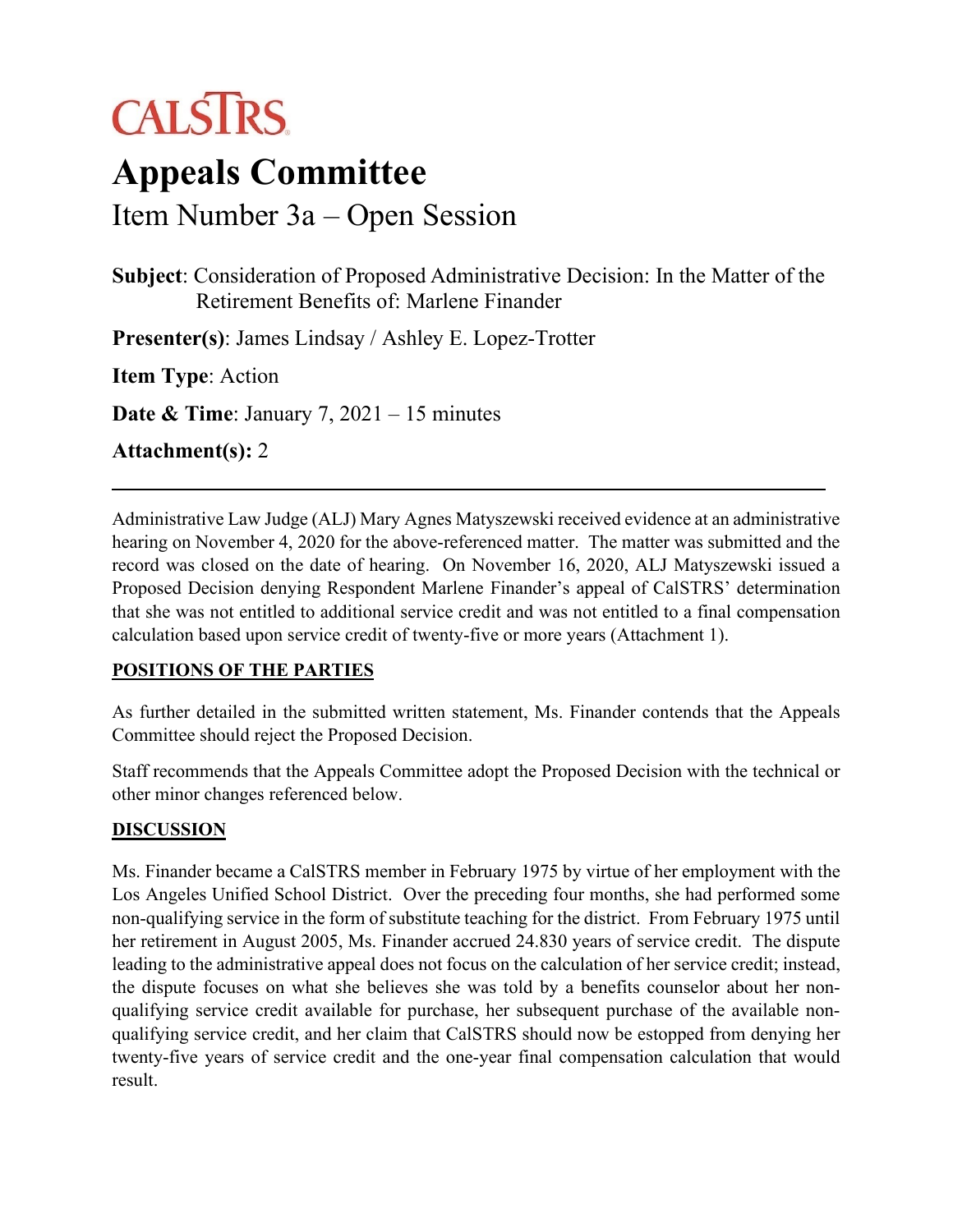CALSTRS

# Appeals Committee

## Item Number 3a – Open Session

**Subject**: Consideration of Proposed Administrative Decision: In the Matter of the Retirement Benefits of: Marlene Finander

**Presenter(s)**: James Lindsay / Ashley E. Lopez-Trotter

**Item Type**: Action

**Date & Time**: January 7, 2021 – 15 minutes

**Attachment(s):** 2

---

Administrative Law Judge (ALJ) Mary Agnes Matyszewski received evidence at an administrative hearing on November 4, 2020 for the above-referenced matter. The matter was submitted and the record was closed on the date of hearing. On November 16, 2020, ALJ Matyszewski issued a Proposed Decision denying Respondent Marlene Finander's appeal of CalSTRS' determination that she was not entitled to additional service credit and was not entitled to a final compensation calculation based upon service credit of twenty-five or more years (Attachment 1).

**POSITIONS OF THE PARTIES**

As further detailed in the submitted written statement, Ms. Finander contends that the Appeals Committee should reject the Proposed Decision.

Staff recommends that the Appeals Committee adopt the Proposed Decision with the technical or other minor changes referenced below.

**DISCUSSION**

Ms. Finander became a CalSTRS member in February 1975 by virtue of her employment with the Los Angeles Unified School District. Over the preceding four months, she had performed some non-qualifying service in the form of substitute teaching for the district. From February 1975 until her retirement in August 2005, Ms. Finander accrued 24.830 years of service credit. The dispute leading to the administrative appeal does not focus on the calculation of her service credit; instead, the dispute focuses on what she believes she was told by a benefits counselor about her non-qualifying service credit available for purchase, her subsequent purchase of the available non-qualifying service credit, and her claim that CalSTRS should now be estopped from denying her twenty-five years of service credit and the one-year final compensation calculation that would result.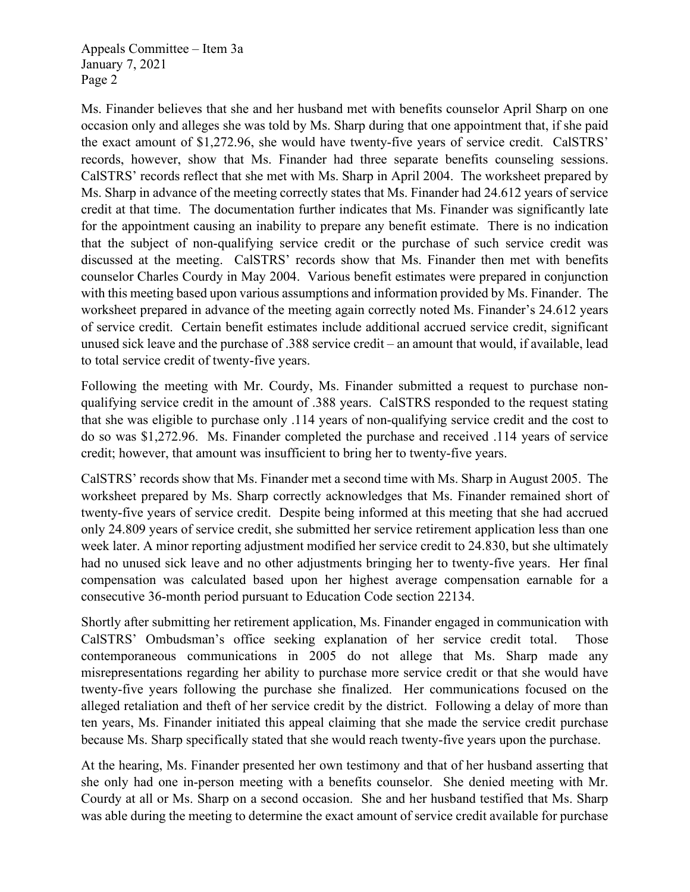Ms. Finander believes that she and her husband met with benefits counselor April Sharp on one occasion only and alleges she was told by Ms. Sharp during that one appointment that, if she paid the exact amount of $1,272.96, she would have twenty-five years of service credit. CalSTRS' records, however, show that Ms. Finander had three separate benefits counseling sessions. CalSTRS' records reflect that she met with Ms. Sharp in April 2004. The worksheet prepared by Ms. Sharp in advance of the meeting correctly states that Ms. Finander had 24.612 years of service credit at that time. The documentation further indicates that Ms. Finander was significantly late for the appointment causing an inability to prepare any benefit estimate. There is no indication that the subject of non-qualifying service credit or the purchase of such service credit was discussed at the meeting. CalSTRS' records show that Ms. Finander then met with benefits counselor Charles Courdy in May 2004. Various benefit estimates were prepared in conjunction with this meeting based upon various assumptions and information provided by Ms. Finander. The worksheet prepared in advance of the meeting again correctly noted Ms. Finander's 24.612 years of service credit. Certain benefit estimates include additional accrued service credit, significant unused sick leave and the purchase of .388 service credit – an amount that would, if available, lead to total service credit of twenty-five years.

Following the meeting with Mr. Courdy, Ms. Finander submitted a request to purchase non-qualifying service credit in the amount of .388 years. CalSTRS responded to the request stating that she was eligible to purchase only .114 years of non-qualifying service credit and the cost to do so was $1,272.96. Ms. Finander completed the purchase and received .114 years of service credit; however, that amount was insufficient to bring her to twenty-five years.

CalSTRS' records show that Ms. Finander met a second time with Ms. Sharp in August 2005. The worksheet prepared by Ms. Sharp correctly acknowledges that Ms. Finander remained short of twenty-five years of service credit. Despite being informed at this meeting that she had accrued only 24.809 years of service credit, she submitted her service retirement application less than one week later. A minor reporting adjustment modified her service credit to 24.830, but she ultimately had no unused sick leave and no other adjustments bringing her to twenty-five years. Her final compensation was calculated based upon her highest average compensation earnable for a consecutive 36-month period pursuant to Education Code section 22134.

Shortly after submitting her retirement application, Ms. Finander engaged in communication with CalSTRS' Ombudsman's office seeking explanation of her service credit total. Those contemporaneous communications in 2005 do not allege that Ms. Sharp made any misrepresentations regarding her ability to purchase more service credit or that she would have twenty-five years following the purchase she finalized. Her communications focused on the alleged retaliation and theft of her service credit by the district. Following a delay of more than ten years, Ms. Finander initiated this appeal claiming that she made the service credit purchase because Ms. Sharp specifically stated that she would reach twenty-five years upon the purchase.

At the hearing, Ms. Finander presented her own testimony and that of her husband asserting that she only had one in-person meeting with a benefits counselor. She denied meeting with Mr. Courdy at all or Ms. Sharp on a second occasion. She and her husband testified that Ms. Sharp was able during the meeting to determine the exact amount of service credit available for purchase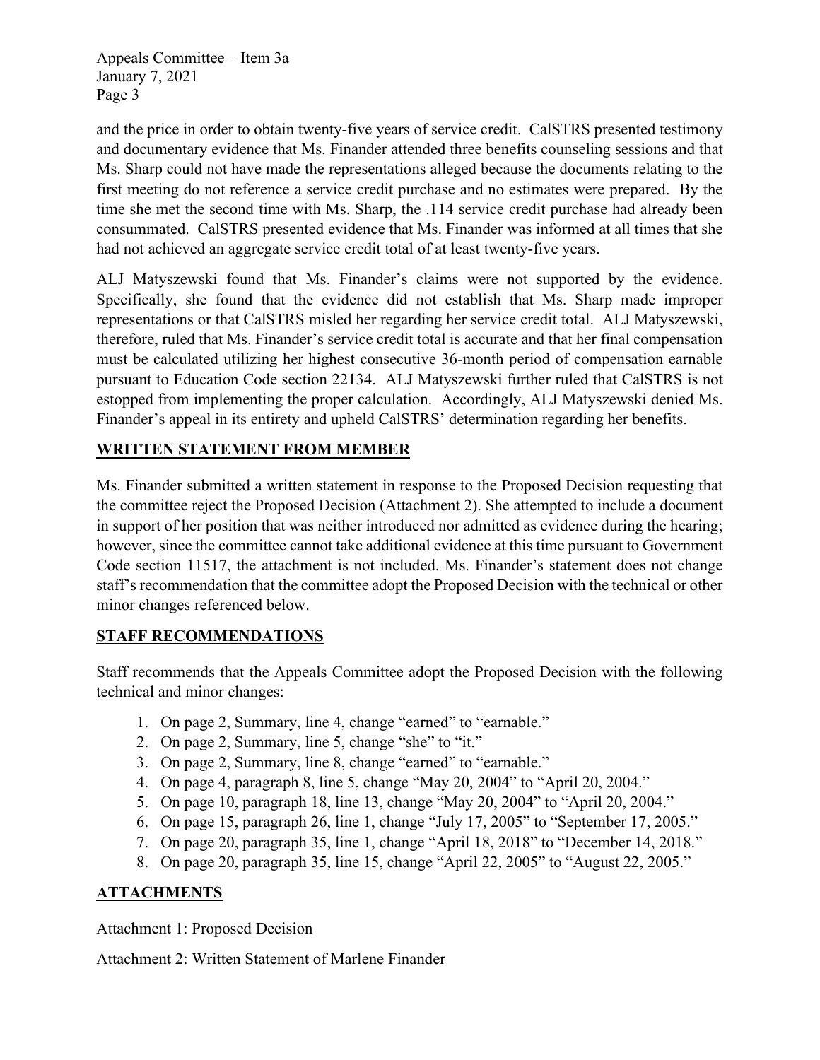and the price in order to obtain twenty-five years of service credit. CalSTRS presented testimony and documentary evidence that Ms. Finander attended three benefits counseling sessions and that Ms. Sharp could not have made the representations alleged because the documents relating to the first meeting do not reference a service credit purchase and no estimates were prepared. By the time she met the second time with Ms. Sharp, the .114 service credit purchase had already been consummated. CalSTRS presented evidence that Ms. Finander was informed at all times that she had not achieved an aggregate service credit total of at least twenty-five years.

ALJ Matyszewski found that Ms. Finander's claims were not supported by the evidence. Specifically, she found that the evidence did not establish that Ms. Sharp made improper representations or that CalSTRS misled her regarding her service credit total. ALJ Matyszewski, therefore, ruled that Ms. Finander's service credit total is accurate and that her final compensation must be calculated utilizing her highest consecutive 36-month period of compensation earnable pursuant to Education Code section 22134. ALJ Matyszewski further ruled that CalSTRS is not estopped from implementing the proper calculation. Accordingly, ALJ Matyszewski denied Ms. Finander's appeal in its entirety and upheld CalSTRS' determination regarding her benefits.

## WRITTEN STATEMENT FROM MEMBER

Ms. Finander submitted a written statement in response to the Proposed Decision requesting that the committee reject the Proposed Decision (Attachment 2). She attempted to include a document in support of her position that was neither introduced nor admitted as evidence during the hearing; however, since the committee cannot take additional evidence at this time pursuant to Government Code section 11517, the attachment is not included. Ms. Finander's statement does not change staff's recommendation that the committee adopt the Proposed Decision with the technical or other minor changes referenced below.

## STAFF RECOMMENDATIONS

Staff recommends that the Appeals Committee adopt the Proposed Decision with the following technical and minor changes:

1. On page 2, Summary, line 4, change "earned" to "earnable."
2. On page 2, Summary, line 5, change "she" to "it."
3. On page 2, Summary, line 8, change "earned" to "earnable."
4. On page 4, paragraph 8, line 5, change "May 20, 2004" to "April 20, 2004."
5. On page 10, paragraph 18, line 13, change "May 20, 2004" to "April 20, 2004."
6. On page 15, paragraph 26, line 1, change "July 17, 2005" to "September 17, 2005."
7. On page 20, paragraph 35, line 1, change "April 18, 2018" to "December 14, 2018."
8. On page 20, paragraph 35, line 15, change "April 22, 2005" to "August 22, 2005."

## ATTACHMENTS

Attachment 1: Proposed Decision

Attachment 2: Written Statement of Marlene Finander